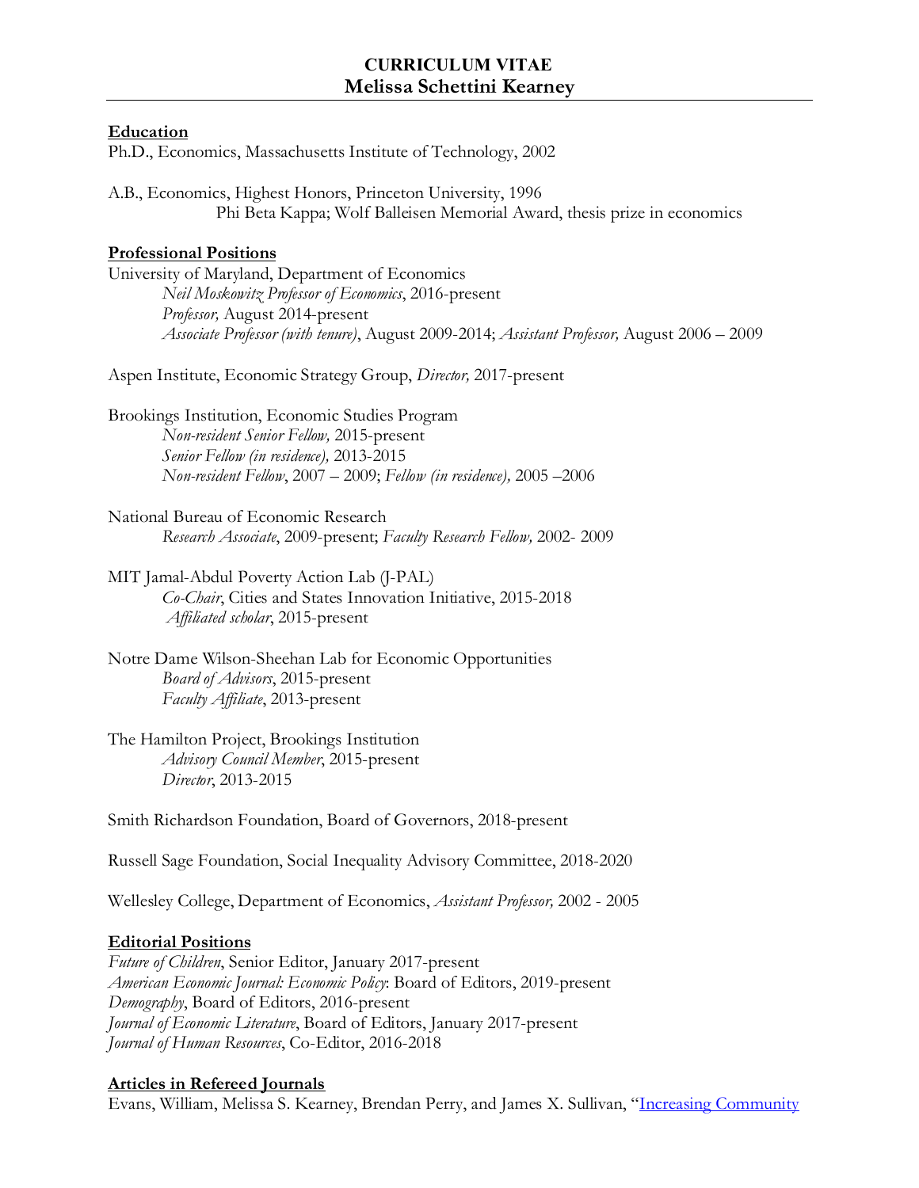# CURRICULUM VITAE
# Melissa Schettini Kearney

## Education

Ph.D., Economics, Massachusetts Institute of Technology, 2002

A.B., Economics, Highest Honors, Princeton University, 1996
Phi Beta Kappa; Wolf Balleisen Memorial Award, thesis prize in economics

## Professional Positions

University of Maryland, Department of Economics
*Neil Moskowitz Professor of Economics*, 2016-present
*Professor,* August 2014-present
*Associate Professor (with tenure)*, August 2009-2014; *Assistant Professor,* August 2006 – 2009

Aspen Institute, Economic Strategy Group, *Director,* 2017-present

Brookings Institution, Economic Studies Program
*Non-resident Senior Fellow,* 2015-present
*Senior Fellow (in residence),* 2013-2015
*Non-resident Fellow*, 2007 – 2009; *Fellow (in residence),* 2005 –2006

National Bureau of Economic Research
*Research Associate*, 2009-present; *Faculty Research Fellow,* 2002- 2009

MIT Jamal-Abdul Poverty Action Lab (J-PAL)
*Co-Chair*, Cities and States Innovation Initiative, 2015-2018
*Affiliated scholar*, 2015-present

Notre Dame Wilson-Sheehan Lab for Economic Opportunities
*Board of Advisors*, 2015-present
*Faculty Affiliate*, 2013-present

The Hamilton Project, Brookings Institution
*Advisory Council Member*, 2015-present
*Director*, 2013-2015

Smith Richardson Foundation, Board of Governors, 2018-present

Russell Sage Foundation, Social Inequality Advisory Committee, 2018-2020

Wellesley College, Department of Economics, *Assistant Professor,* 2002 - 2005

## Editorial Positions

*Future of Children*, Senior Editor, January 2017-present
*American Economic Journal: Economic Policy*: Board of Editors, 2019-present
*Demography*, Board of Editors, 2016-present
*Journal of Economic Literature*, Board of Editors, January 2017-present
*Journal of Human Resources*, Co-Editor, 2016-2018

## Articles in Refereed Journals

Evans, William, Melissa S. Kearney, Brendan Perry, and James X. Sullivan, "Increasing Community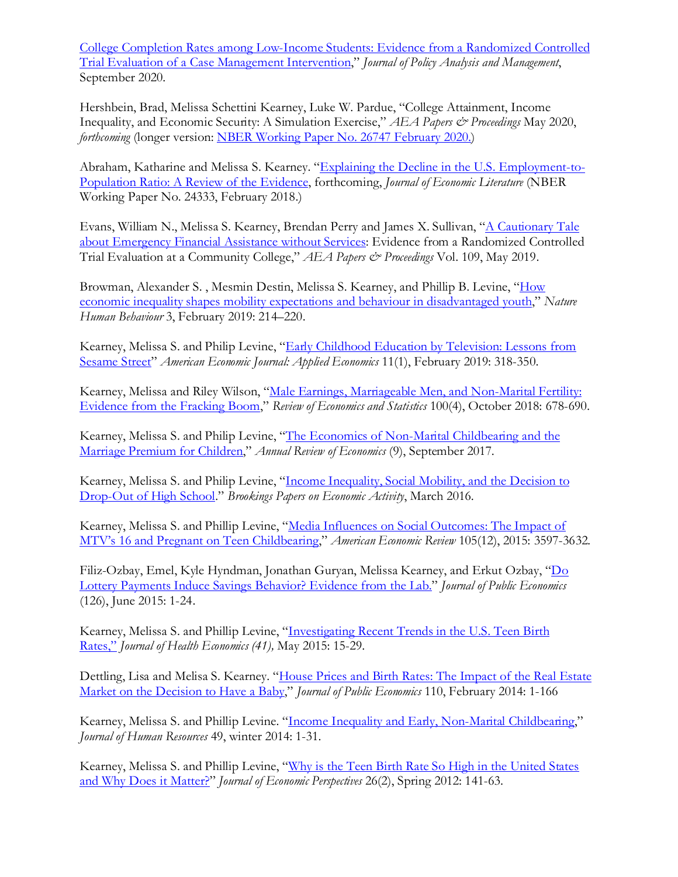College Completion Rates among Low-Income Students: Evidence from a Randomized Controlled Trial Evaluation of a Case Management Intervention," *Journal of Policy Analysis and Management*, September 2020.

Hershbein, Brad, Melissa Schettini Kearney, Luke W. Pardue, "College Attainment, Income Inequality, and Economic Security: A Simulation Exercise," *AEA Papers & Proceedings* May 2020, *forthcoming* (longer version: NBER Working Paper No. 26747 February 2020.)

Abraham, Katharine and Melissa S. Kearney. "Explaining the Decline in the U.S. Employment-to-Population Ratio: A Review of the Evidence, forthcoming, *Journal of Economic Literature* (NBER Working Paper No. 24333, February 2018.)

Evans, William N., Melissa S. Kearney, Brendan Perry and James X. Sullivan, "A Cautionary Tale about Emergency Financial Assistance without Services: Evidence from a Randomized Controlled Trial Evaluation at a Community College," *AEA Papers & Proceedings* Vol. 109, May 2019.

Browman, Alexander S. , Mesmin Destin, Melissa S. Kearney, and Phillip B. Levine, "How economic inequality shapes mobility expectations and behaviour in disadvantaged youth," *Nature Human Behaviour* 3, February 2019: 214–220.

Kearney, Melissa S. and Philip Levine, "Early Childhood Education by Television: Lessons from Sesame Street" *American Economic Journal: Applied Economics* 11(1), February 2019: 318-350.

Kearney, Melissa and Riley Wilson, "Male Earnings, Marriageable Men, and Non-Marital Fertility: Evidence from the Fracking Boom," *Review of Economics and Statistics* 100(4), October 2018: 678-690.

Kearney, Melissa S. and Philip Levine, "The Economics of Non-Marital Childbearing and the Marriage Premium for Children," *Annual Review of Economics* (9), September 2017.

Kearney, Melissa S. and Philip Levine, "Income Inequality, Social Mobility, and the Decision to Drop-Out of High School." *Brookings Papers on Economic Activity*, March 2016.

Kearney, Melissa S. and Phillip Levine, "Media Influences on Social Outcomes: The Impact of MTV's 16 and Pregnant on Teen Childbearing," *American Economic Review* 105(12), 2015: 3597-3632.

Filiz-Ozbay, Emel, Kyle Hyndman, Jonathan Guryan, Melissa Kearney, and Erkut Ozbay, "Do Lottery Payments Induce Savings Behavior? Evidence from the Lab." *Journal of Public Economics* (126), June 2015: 1-24.

Kearney, Melissa S. and Phillip Levine, "Investigating Recent Trends in the U.S. Teen Birth Rates," *Journal of Health Economics (41),* May 2015: 15-29.

Dettling, Lisa and Melisa S. Kearney. "House Prices and Birth Rates: The Impact of the Real Estate Market on the Decision to Have a Baby," *Journal of Public Economics* 110, February 2014: 1-166

Kearney, Melissa S. and Phillip Levine. "Income Inequality and Early, Non-Marital Childbearing," *Journal of Human Resources* 49, winter 2014: 1-31.

Kearney, Melissa S. and Phillip Levine, "Why is the Teen Birth Rate So High in the United States and Why Does it Matter?" *Journal of Economic Perspectives* 26(2), Spring 2012: 141-63.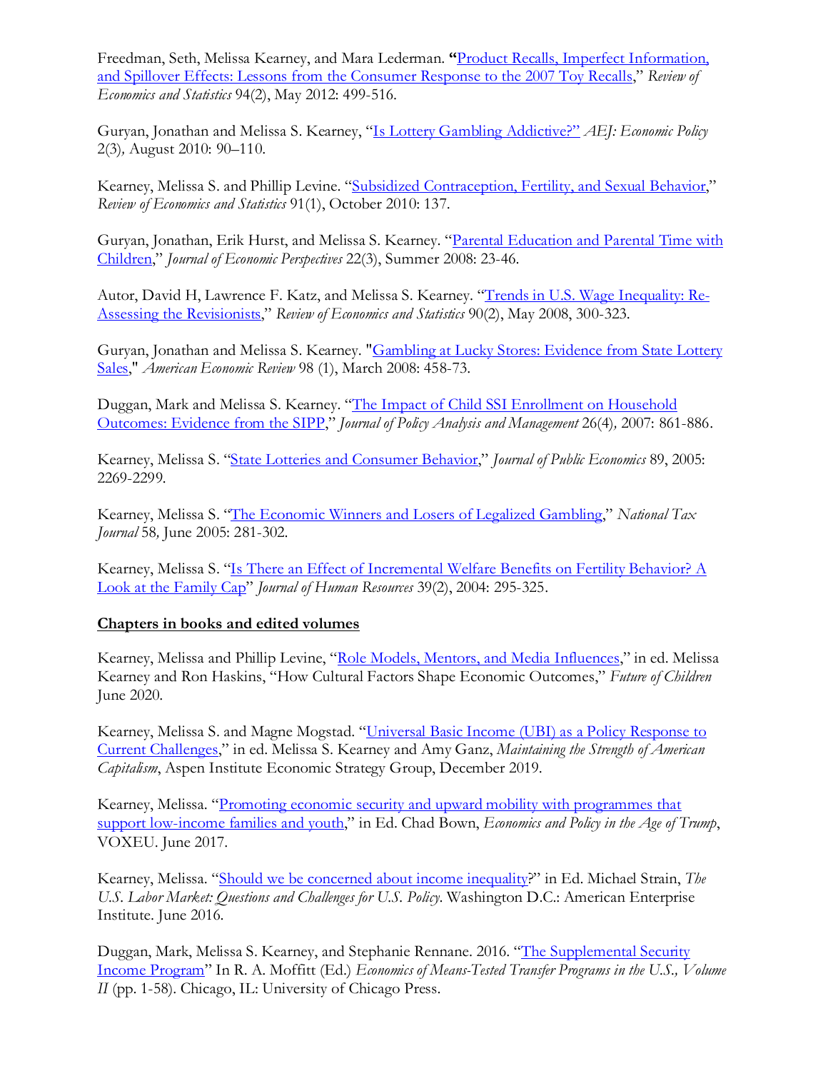Freedman, Seth, Melissa Kearney, and Mara Lederman. **"**Product Recalls, Imperfect Information, and Spillover Effects: Lessons from the Consumer Response to the 2007 Toy Recalls," *Review of Economics and Statistics* 94(2), May 2012: 499-516.

Guryan, Jonathan and Melissa S. Kearney, "Is Lottery Gambling Addictive?" *AEJ: Economic Policy* 2(3)*,* August 2010: 90–110.

Kearney, Melissa S. and Phillip Levine. "Subsidized Contraception, Fertility, and Sexual Behavior," *Review of Economics and Statistics* 91(1), October 2010: 137.

Guryan, Jonathan, Erik Hurst, and Melissa S. Kearney. "Parental Education and Parental Time with Children," *Journal of Economic Perspectives* 22(3), Summer 2008: 23-46.

Autor, David H, Lawrence F. Katz, and Melissa S. Kearney. "Trends in U.S. Wage Inequality: Re-Assessing the Revisionists," *Review of Economics and Statistics* 90(2), May 2008, 300-323.

Guryan, Jonathan and Melissa S. Kearney. "Gambling at Lucky Stores: Evidence from State Lottery Sales," *American Economic Review* 98 (1), March 2008: 458-73.

Duggan, Mark and Melissa S. Kearney. "The Impact of Child SSI Enrollment on Household Outcomes: Evidence from the SIPP," *Journal of Policy Analysis and Management* 26(4)*,* 2007: 861-886.

Kearney, Melissa S. "State Lotteries and Consumer Behavior," *Journal of Public Economics* 89, 2005: 2269-2299.

Kearney, Melissa S. "The Economic Winners and Losers of Legalized Gambling," *National Tax Journal* 58*,* June 2005: 281-302.

Kearney, Melissa S. "Is There an Effect of Incremental Welfare Benefits on Fertility Behavior? A Look at the Family Cap" *Journal of Human Resources* 39(2), 2004: 295-325.

## Chapters in books and edited volumes

Kearney, Melissa and Phillip Levine, "Role Models, Mentors, and Media Influences," in ed. Melissa Kearney and Ron Haskins, "How Cultural Factors Shape Economic Outcomes," *Future of Children* June 2020.

Kearney, Melissa S. and Magne Mogstad. "Universal Basic Income (UBI) as a Policy Response to Current Challenges," in ed. Melissa S. Kearney and Amy Ganz, *Maintaining the Strength of American Capitalism*, Aspen Institute Economic Strategy Group, December 2019.

Kearney, Melissa. "Promoting economic security and upward mobility with programmes that support low-income families and youth," in Ed. Chad Bown, *Economics and Policy in the Age of Trump*, VOXEU. June 2017.

Kearney, Melissa. "Should we be concerned about income inequality?" in Ed. Michael Strain, *The U.S. Labor Market: Questions and Challenges for U.S. Policy*. Washington D.C.: American Enterprise Institute. June 2016.

Duggan, Mark, Melissa S. Kearney, and Stephanie Rennane. 2016. "The Supplemental Security Income Program" In R. A. Moffitt (Ed.) *Economics of Means-Tested Transfer Programs in the U.S., Volume II* (pp. 1-58). Chicago, IL: University of Chicago Press.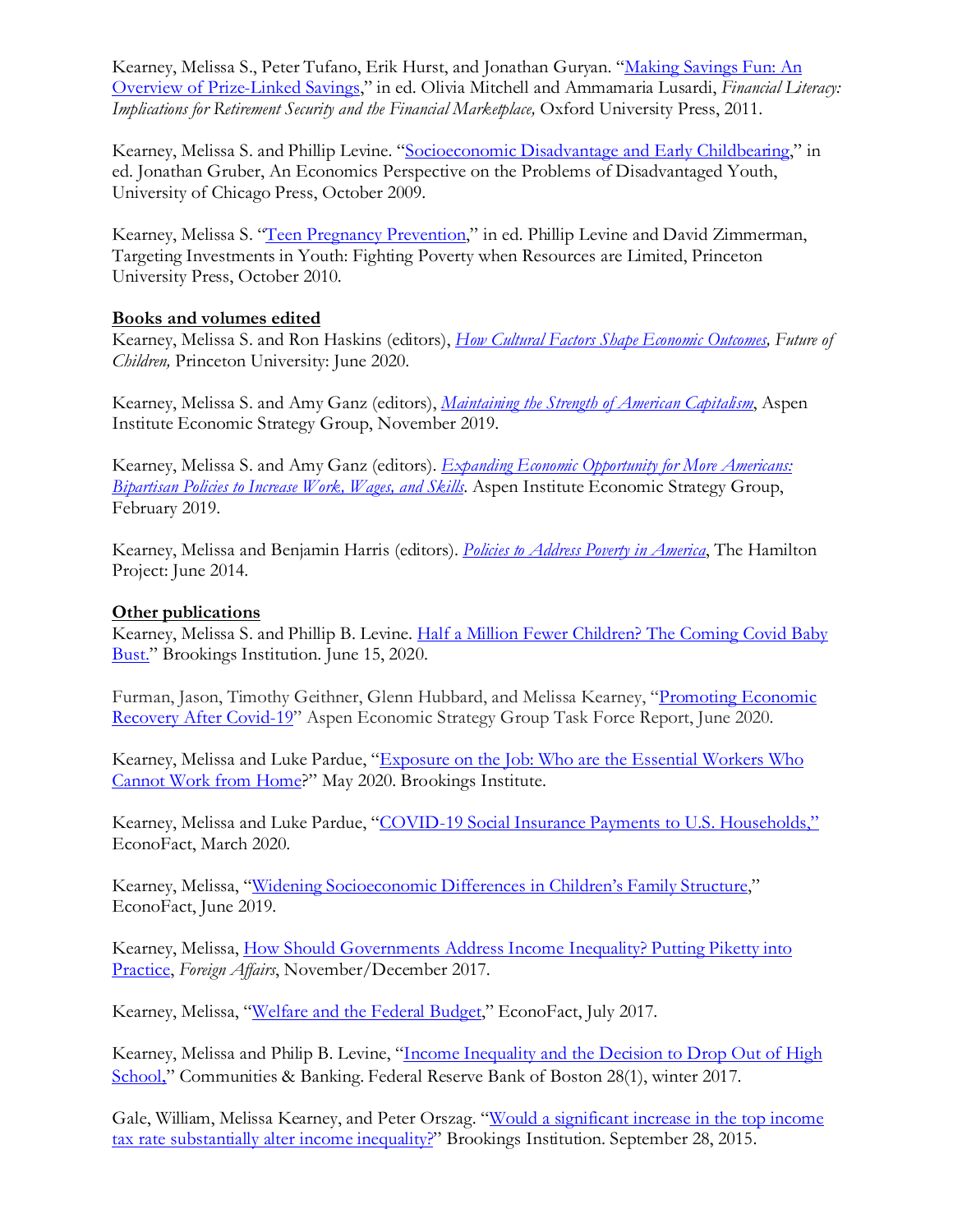Kearney, Melissa S., Peter Tufano, Erik Hurst, and Jonathan Guryan. "Making Savings Fun: An Overview of Prize-Linked Savings," in ed. Olivia Mitchell and Ammamaria Lusardi, *Financial Literacy: Implications for Retirement Security and the Financial Marketplace,* Oxford University Press, 2011.

Kearney, Melissa S. and Phillip Levine. "Socioeconomic Disadvantage and Early Childbearing," in ed. Jonathan Gruber, An Economics Perspective on the Problems of Disadvantaged Youth, University of Chicago Press, October 2009.

Kearney, Melissa S. "Teen Pregnancy Prevention," in ed. Phillip Levine and David Zimmerman, Targeting Investments in Youth: Fighting Poverty when Resources are Limited, Princeton University Press, October 2010.

**Books and volumes edited**

Kearney, Melissa S. and Ron Haskins (editors), *How Cultural Factors Shape Economic Outcomes, Future of Children,* Princeton University: June 2020.

Kearney, Melissa S. and Amy Ganz (editors), *Maintaining the Strength of American Capitalism*, Aspen Institute Economic Strategy Group, November 2019.

Kearney, Melissa S. and Amy Ganz (editors). *Expanding Economic Opportunity for More Americans: Bipartisan Policies to Increase Work, Wages, and Skills.* Aspen Institute Economic Strategy Group, February 2019.

Kearney, Melissa and Benjamin Harris (editors). *Policies to Address Poverty in America*, The Hamilton Project: June 2014.

**Other publications**

Kearney, Melissa S. and Phillip B. Levine. Half a Million Fewer Children? The Coming Covid Baby Bust." Brookings Institution. June 15, 2020.

Furman, Jason, Timothy Geithner, Glenn Hubbard, and Melissa Kearney, "Promoting Economic Recovery After Covid-19" Aspen Economic Strategy Group Task Force Report, June 2020.

Kearney, Melissa and Luke Pardue, "Exposure on the Job: Who are the Essential Workers Who Cannot Work from Home?" May 2020. Brookings Institute.

Kearney, Melissa and Luke Pardue, "COVID-19 Social Insurance Payments to U.S. Households," EconoFact, March 2020.

Kearney, Melissa, "Widening Socioeconomic Differences in Children's Family Structure," EconoFact, June 2019.

Kearney, Melissa, How Should Governments Address Income Inequality? Putting Piketty into Practice, *Foreign Affairs*, November/December 2017.

Kearney, Melissa, "Welfare and the Federal Budget," EconoFact, July 2017.

Kearney, Melissa and Philip B. Levine, "Income Inequality and the Decision to Drop Out of High School," Communities & Banking. Federal Reserve Bank of Boston 28(1), winter 2017.

Gale, William, Melissa Kearney, and Peter Orszag. "Would a significant increase in the top income tax rate substantially alter income inequality?" Brookings Institution. September 28, 2015.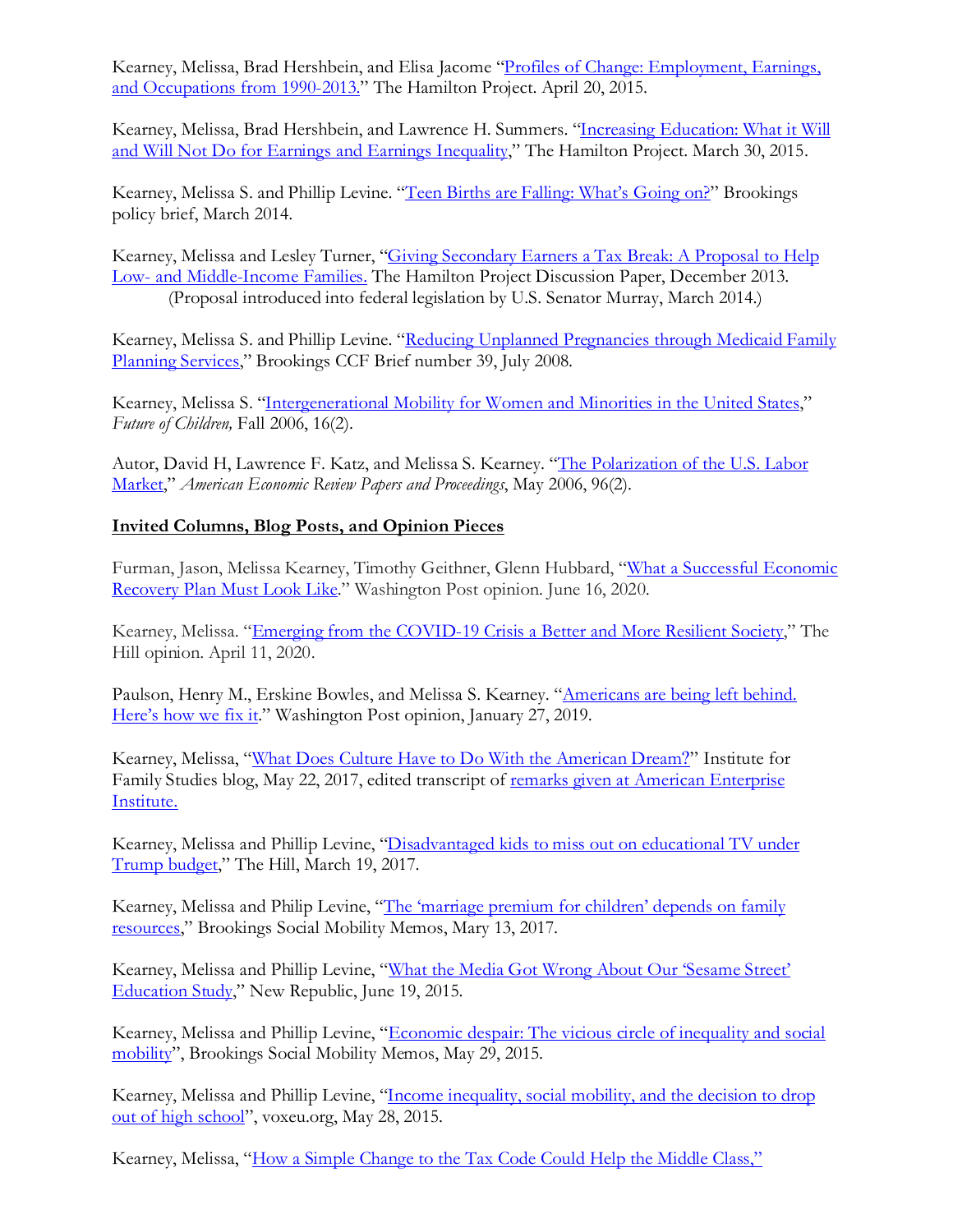Kearney, Melissa, Brad Hershbein, and Elisa Jacome "Profiles of Change: Employment, Earnings, and Occupations from 1990-2013." The Hamilton Project. April 20, 2015.

Kearney, Melissa, Brad Hershbein, and Lawrence H. Summers. "Increasing Education: What it Will and Will Not Do for Earnings and Earnings Inequality," The Hamilton Project. March 30, 2015.

Kearney, Melissa S. and Phillip Levine. "Teen Births are Falling: What's Going on?" Brookings policy brief, March 2014.

Kearney, Melissa and Lesley Turner, "Giving Secondary Earners a Tax Break: A Proposal to Help Low- and Middle-Income Families. The Hamilton Project Discussion Paper, December 2013. (Proposal introduced into federal legislation by U.S. Senator Murray, March 2014.)

Kearney, Melissa S. and Phillip Levine. "Reducing Unplanned Pregnancies through Medicaid Family Planning Services," Brookings CCF Brief number 39, July 2008.

Kearney, Melissa S. "Intergenerational Mobility for Women and Minorities in the United States," *Future of Children,* Fall 2006, 16(2).

Autor, David H, Lawrence F. Katz, and Melissa S. Kearney. "The Polarization of the U.S. Labor Market," *American Economic Review Papers and Proceedings*, May 2006, 96(2).

## Invited Columns, Blog Posts, and Opinion Pieces

Furman, Jason, Melissa Kearney, Timothy Geithner, Glenn Hubbard, "What a Successful Economic Recovery Plan Must Look Like." Washington Post opinion. June 16, 2020.

Kearney, Melissa. "Emerging from the COVID-19 Crisis a Better and More Resilient Society," The Hill opinion. April 11, 2020.

Paulson, Henry M., Erskine Bowles, and Melissa S. Kearney. "Americans are being left behind. Here's how we fix it." Washington Post opinion, January 27, 2019.

Kearney, Melissa, "What Does Culture Have to Do With the American Dream?" Institute for Family Studies blog, May 22, 2017, edited transcript of remarks given at American Enterprise Institute.

Kearney, Melissa and Phillip Levine, "Disadvantaged kids to miss out on educational TV under Trump budget," The Hill, March 19, 2017.

Kearney, Melissa and Philip Levine, "The 'marriage premium for children' depends on family resources," Brookings Social Mobility Memos, Mary 13, 2017.

Kearney, Melissa and Phillip Levine, "What the Media Got Wrong About Our 'Sesame Street' Education Study," New Republic, June 19, 2015.

Kearney, Melissa and Phillip Levine, "Economic despair: The vicious circle of inequality and social mobility", Brookings Social Mobility Memos, May 29, 2015.

Kearney, Melissa and Phillip Levine, "Income inequality, social mobility, and the decision to drop out of high school", voxeu.org, May 28, 2015.

Kearney, Melissa, "How a Simple Change to the Tax Code Could Help the Middle Class,"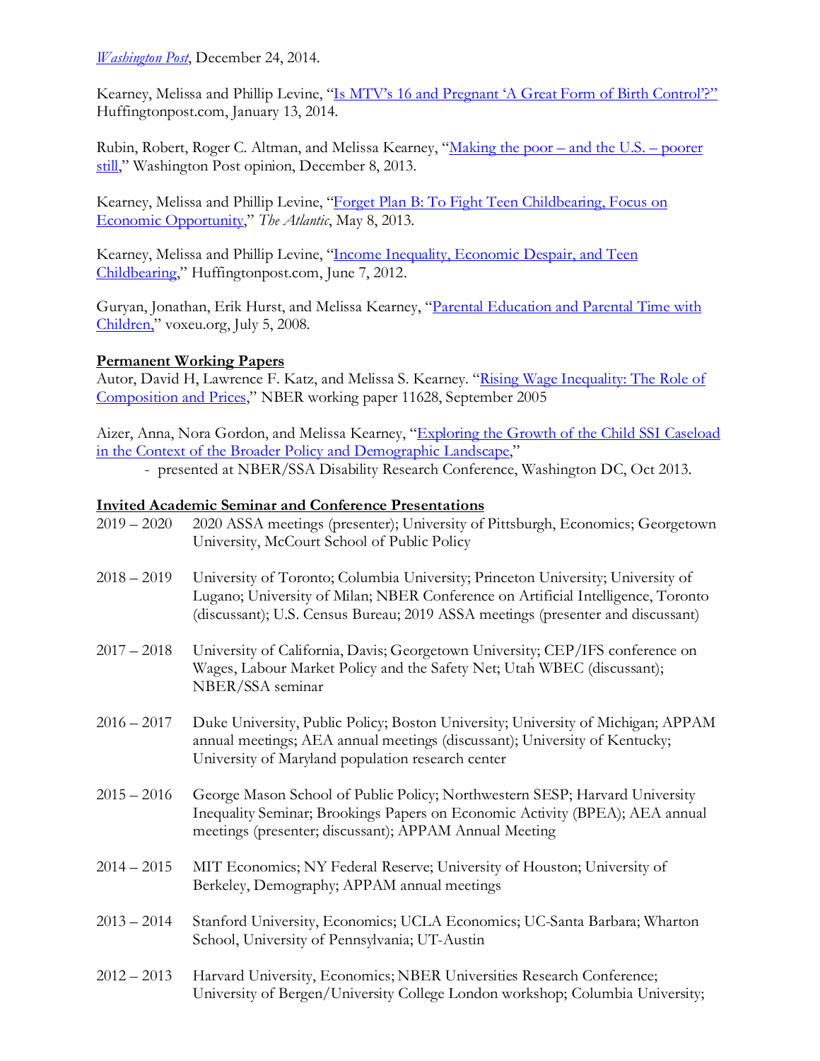[Washington Post](#), December 24, 2014.

Kearney, Melissa and Phillip Levine, "[Is MTV's 16 and Pregnant 'A Great Form of Birth Control'?"](#) Huffingtonpost.com, January 13, 2014.

Rubin, Robert, Roger C. Altman, and Melissa Kearney, "[Making the poor – and the U.S. – poorer still](#)," Washington Post opinion, December 8, 2013.

Kearney, Melissa and Phillip Levine, "[Forget Plan B: To Fight Teen Childbearing, Focus on Economic Opportunity](#)," *The Atlantic*, May 8, 2013.

Kearney, Melissa and Phillip Levine, "[Income Inequality, Economic Despair, and Teen Childbearing](#)," Huffingtonpost.com, June 7, 2012.

Guryan, Jonathan, Erik Hurst, and Melissa Kearney, "[Parental Education and Parental Time with Children,](#)" voxeu.org, July 5, 2008.

**Permanent Working Papers**

Autor, David H, Lawrence F. Katz, and Melissa S. Kearney. "[Rising Wage Inequality: The Role of Composition and Prices](#)," NBER working paper 11628, September 2005

Aizer, Anna, Nora Gordon, and Melissa Kearney, "[Exploring the Growth of the Child SSI Caseload in the Context of the Broader Policy and Demographic Landscape](#),"
- presented at NBER/SSA Disability Research Conference, Washington DC, Oct 2013.

**Invited Academic Seminar and Conference Presentations**

| | |
|---|---|
| 2019 – 2020 | 2020 ASSA meetings (presenter); University of Pittsburgh, Economics; Georgetown University, McCourt School of Public Policy |
| 2018 – 2019 | University of Toronto; Columbia University; Princeton University; University of Lugano; University of Milan; NBER Conference on Artificial Intelligence, Toronto (discussant); U.S. Census Bureau; 2019 ASSA meetings (presenter and discussant) |
| 2017 – 2018 | University of California, Davis; Georgetown University; CEP/IFS conference on Wages, Labour Market Policy and the Safety Net; Utah WBEC (discussant); NBER/SSA seminar |
| 2016 – 2017 | Duke University, Public Policy; Boston University; University of Michigan; APPAM annual meetings; AEA annual meetings (discussant); University of Kentucky; University of Maryland population research center |
| 2015 – 2016 | George Mason School of Public Policy; Northwestern SESP; Harvard University Inequality Seminar; Brookings Papers on Economic Activity (BPEA); AEA annual meetings (presenter; discussant); APPAM Annual Meeting |
| 2014 – 2015 | MIT Economics; NY Federal Reserve; University of Houston; University of Berkeley, Demography; APPAM annual meetings |
| 2013 – 2014 | Stanford University, Economics; UCLA Economics; UC-Santa Barbara; Wharton School, University of Pennsylvania; UT-Austin |
| 2012 – 2013 | Harvard University, Economics; NBER Universities Research Conference; University of Bergen/University College London workshop; Columbia University; |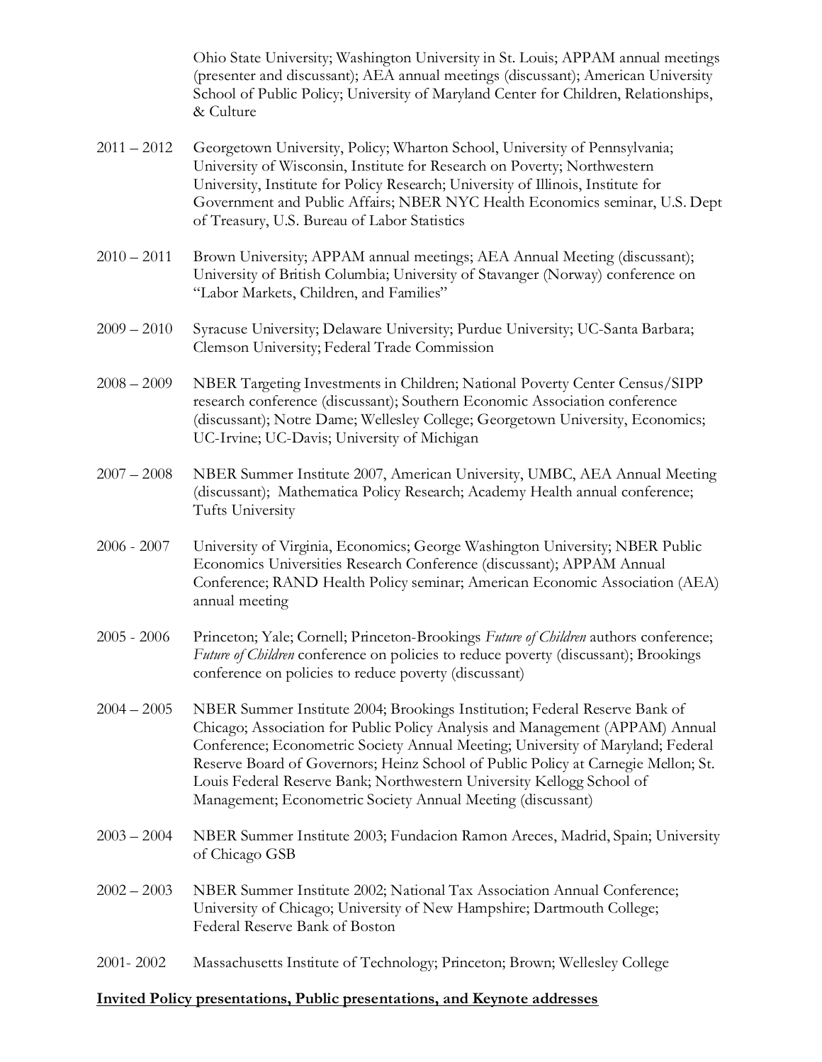Ohio State University; Washington University in St. Louis; APPAM annual meetings (presenter and discussant); AEA annual meetings (discussant); American University School of Public Policy; University of Maryland Center for Children, Relationships, & Culture

2011 – 2012 Georgetown University, Policy; Wharton School, University of Pennsylvania; University of Wisconsin, Institute for Research on Poverty; Northwestern University, Institute for Policy Research; University of Illinois, Institute for Government and Public Affairs; NBER NYC Health Economics seminar, U.S. Dept of Treasury, U.S. Bureau of Labor Statistics

2010 – 2011 Brown University; APPAM annual meetings; AEA Annual Meeting (discussant); University of British Columbia; University of Stavanger (Norway) conference on "Labor Markets, Children, and Families"

2009 – 2010 Syracuse University; Delaware University; Purdue University; UC-Santa Barbara; Clemson University; Federal Trade Commission

2008 – 2009 NBER Targeting Investments in Children; National Poverty Center Census/SIPP research conference (discussant); Southern Economic Association conference (discussant); Notre Dame; Wellesley College; Georgetown University, Economics; UC-Irvine; UC-Davis; University of Michigan

2007 – 2008 NBER Summer Institute 2007, American University, UMBC, AEA Annual Meeting (discussant); Mathematica Policy Research; Academy Health annual conference; Tufts University

2006 - 2007 University of Virginia, Economics; George Washington University; NBER Public Economics Universities Research Conference (discussant); APPAM Annual Conference; RAND Health Policy seminar; American Economic Association (AEA) annual meeting

2005 - 2006 Princeton; Yale; Cornell; Princeton-Brookings *Future of Children* authors conference; *Future of Children* conference on policies to reduce poverty (discussant); Brookings conference on policies to reduce poverty (discussant)

2004 – 2005 NBER Summer Institute 2004; Brookings Institution; Federal Reserve Bank of Chicago; Association for Public Policy Analysis and Management (APPAM) Annual Conference; Econometric Society Annual Meeting; University of Maryland; Federal Reserve Board of Governors; Heinz School of Public Policy at Carnegie Mellon; St. Louis Federal Reserve Bank; Northwestern University Kellogg School of Management; Econometric Society Annual Meeting (discussant)

2003 – 2004 NBER Summer Institute 2003; Fundacion Ramon Areces, Madrid, Spain; University of Chicago GSB

2002 – 2003 NBER Summer Institute 2002; National Tax Association Annual Conference; University of Chicago; University of New Hampshire; Dartmouth College; Federal Reserve Bank of Boston

2001- 2002 Massachusetts Institute of Technology; Princeton; Brown; Wellesley College

**Invited Policy presentations, Public presentations, and Keynote addresses**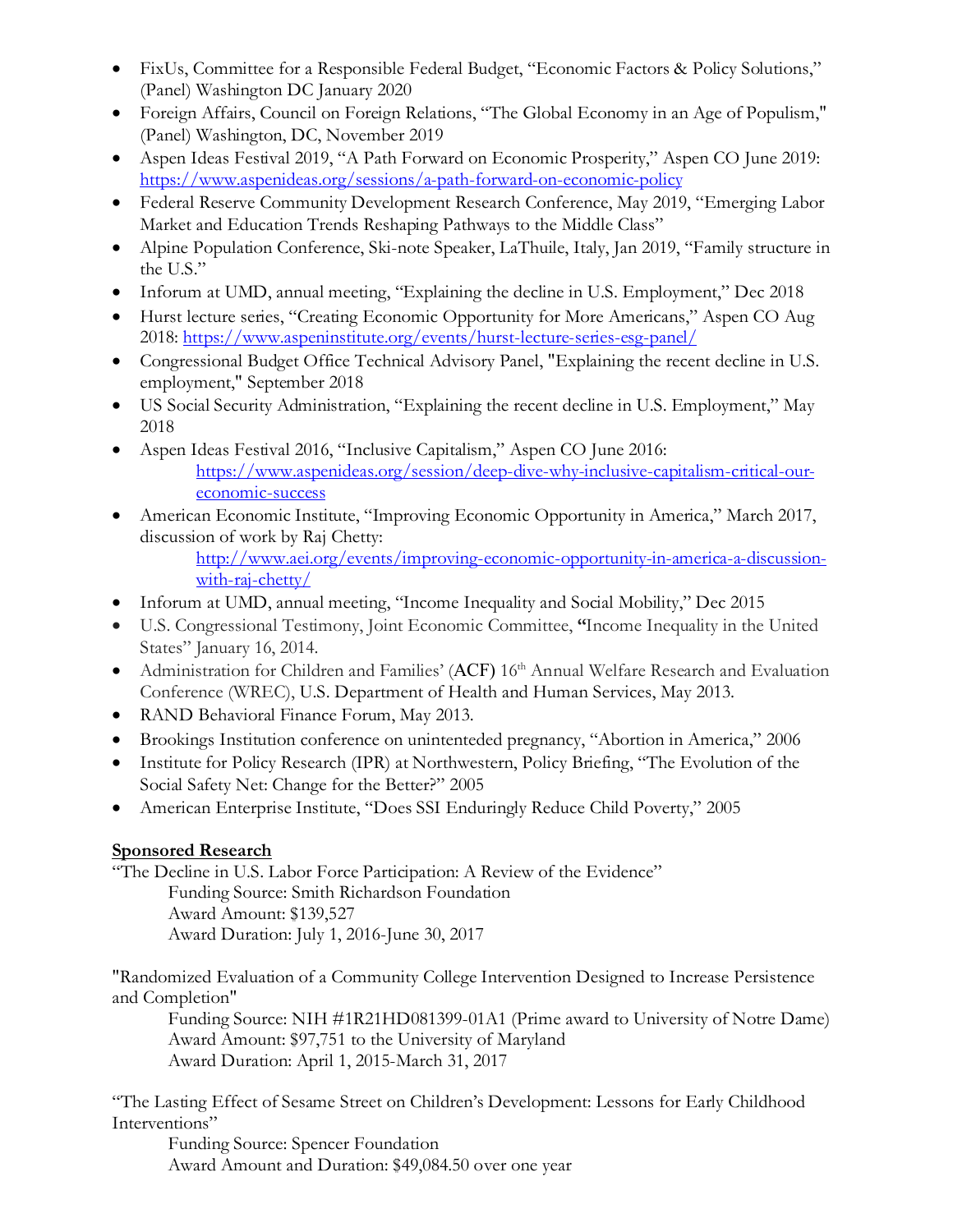- FixUs, Committee for a Responsible Federal Budget, "Economic Factors & Policy Solutions," (Panel) Washington DC January 2020
- Foreign Affairs, Council on Foreign Relations, "The Global Economy in an Age of Populism," (Panel) Washington, DC, November 2019
- Aspen Ideas Festival 2019, "A Path Forward on Economic Prosperity," Aspen CO June 2019: https://www.aspenideas.org/sessions/a-path-forward-on-economic-policy
- Federal Reserve Community Development Research Conference, May 2019, "Emerging Labor Market and Education Trends Reshaping Pathways to the Middle Class"
- Alpine Population Conference, Ski-note Speaker, LaThuile, Italy, Jan 2019, "Family structure in the U.S."
- Inforum at UMD, annual meeting, "Explaining the decline in U.S. Employment," Dec 2018
- Hurst lecture series, "Creating Economic Opportunity for More Americans," Aspen CO Aug 2018: https://www.aspeninstitute.org/events/hurst-lecture-series-esg-panel/
- Congressional Budget Office Technical Advisory Panel, "Explaining the recent decline in U.S. employment," September 2018
- US Social Security Administration, "Explaining the recent decline in U.S. Employment," May 2018
- Aspen Ideas Festival 2016, "Inclusive Capitalism," Aspen CO June 2016:
  https://www.aspenideas.org/session/deep-dive-why-inclusive-capitalism-critical-our-economic-success
- American Economic Institute, "Improving Economic Opportunity in America," March 2017, discussion of work by Raj Chetty:
  http://www.aei.org/events/improving-economic-opportunity-in-america-a-discussion-with-raj-chetty/
- Inforum at UMD, annual meeting, "Income Inequality and Social Mobility," Dec 2015
- U.S. Congressional Testimony, Joint Economic Committee, **"**Income Inequality in the United States" January 16, 2014.
- Administration for Children and Families' (**ACF**) 16th Annual Welfare Research and Evaluation Conference (WREC), U.S. Department of Health and Human Services, May 2013.
- RAND Behavioral Finance Forum, May 2013.
- Brookings Institution conference on unintenteded pregnancy, "Abortion in America," 2006
- Institute for Policy Research (IPR) at Northwestern, Policy Briefing, "The Evolution of the Social Safety Net: Change for the Better?" 2005
- American Enterprise Institute, "Does SSI Enduringly Reduce Child Poverty," 2005

**Sponsored Research**

"The Decline in U.S. Labor Force Participation: A Review of the Evidence"
Funding Source: Smith Richardson Foundation
Award Amount: $139,527
Award Duration: July 1, 2016-June 30, 2017

"Randomized Evaluation of a Community College Intervention Designed to Increase Persistence and Completion"
Funding Source: NIH #1R21HD081399-01A1 (Prime award to University of Notre Dame)
Award Amount: $97,751 to the University of Maryland
Award Duration: April 1, 2015-March 31, 2017

"The Lasting Effect of Sesame Street on Children's Development: Lessons for Early Childhood Interventions"
Funding Source: Spencer Foundation
Award Amount and Duration: $49,084.50 over one year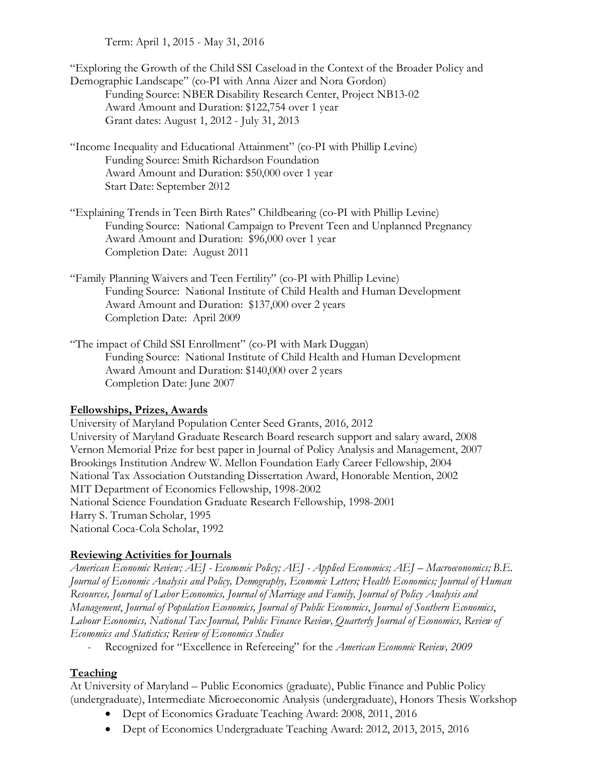Term: April 1, 2015 - May 31, 2016

"Exploring the Growth of the Child SSI Caseload in the Context of the Broader Policy and Demographic Landscape" (co-PI with Anna Aizer and Nora Gordon)
    Funding Source: NBER Disability Research Center, Project NB13-02
    Award Amount and Duration: $122,754 over 1 year
    Grant dates: August 1, 2012 - July 31, 2013

"Income Inequality and Educational Attainment" (co-PI with Phillip Levine)
    Funding Source: Smith Richardson Foundation
    Award Amount and Duration: $50,000 over 1 year
    Start Date: September 2012

"Explaining Trends in Teen Birth Rates" Childbearing (co-PI with Phillip Levine)
    Funding Source: National Campaign to Prevent Teen and Unplanned Pregnancy
    Award Amount and Duration: $96,000 over 1 year
    Completion Date: August 2011

"Family Planning Waivers and Teen Fertility" (co-PI with Phillip Levine)
    Funding Source: National Institute of Child Health and Human Development
    Award Amount and Duration: $137,000 over 2 years
    Completion Date: April 2009

"The impact of Child SSI Enrollment" (co-PI with Mark Duggan)
    Funding Source: National Institute of Child Health and Human Development
    Award Amount and Duration: $140,000 over 2 years
    Completion Date: June 2007

## Fellowships, Prizes, Awards

University of Maryland Population Center Seed Grants, 2016, 2012
University of Maryland Graduate Research Board research support and salary award, 2008
Vernon Memorial Prize for best paper in Journal of Policy Analysis and Management, 2007
Brookings Institution Andrew W. Mellon Foundation Early Career Fellowship, 2004
National Tax Association Outstanding Dissertation Award, Honorable Mention, 2002
MIT Department of Economics Fellowship, 1998-2002
National Science Foundation Graduate Research Fellowship, 1998-2001
Harry S. Truman Scholar, 1995
National Coca-Cola Scholar, 1992

## Reviewing Activities for Journals

*American Economic Review; AEJ - Economic Policy; AEJ - Applied Economics; AEJ – Macroeconomics; B.E. Journal of Economic Analysis and Policy, Demography, Economic Letters; Health Economics; Journal of Human Resources, Journal of Labor Economics, Journal of Marriage and Family, Journal of Policy Analysis and Management*, *Journal of Population Economics, Journal of Public Economics*, *Journal of Southern Economics*, *Labour Economics, National Tax Journal, Public Finance Review, Quarterly Journal of Economics, Review of Economics and Statistics; Review of Economics Studies*

- Recognized for "Excellence in Refereeing" for the *American Economic Review, 2009*

## Teaching

At University of Maryland – Public Economics (graduate), Public Finance and Public Policy (undergraduate), Intermediate Microeconomic Analysis (undergraduate), Honors Thesis Workshop

- Dept of Economics Graduate Teaching Award: 2008, 2011, 2016
- Dept of Economics Undergraduate Teaching Award: 2012, 2013, 2015, 2016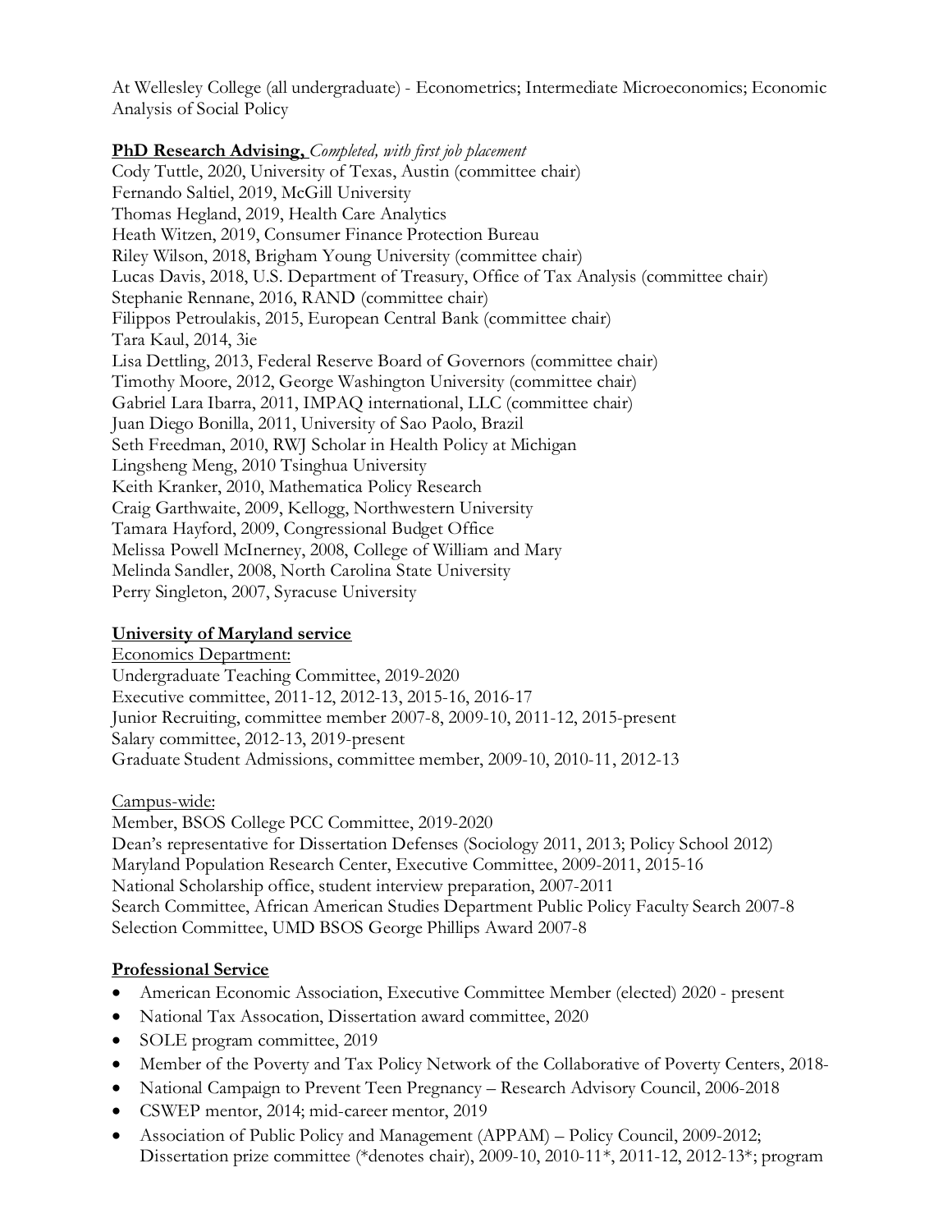At Wellesley College (all undergraduate) - Econometrics; Intermediate Microeconomics; Economic Analysis of Social Policy

**PhD Research Advising,** *Completed, with first job placement*

Cody Tuttle, 2020, University of Texas, Austin (committee chair)
Fernando Saltiel, 2019, McGill University
Thomas Hegland, 2019, Health Care Analytics
Heath Witzen, 2019, Consumer Finance Protection Bureau
Riley Wilson, 2018, Brigham Young University (committee chair)
Lucas Davis, 2018, U.S. Department of Treasury, Office of Tax Analysis (committee chair)
Stephanie Rennane, 2016, RAND (committee chair)
Filippos Petroulakis, 2015, European Central Bank (committee chair)
Tara Kaul, 2014, 3ie
Lisa Dettling, 2013, Federal Reserve Board of Governors (committee chair)
Timothy Moore, 2012, George Washington University (committee chair)
Gabriel Lara Ibarra, 2011, IMPAQ international, LLC (committee chair)
Juan Diego Bonilla, 2011, University of Sao Paolo, Brazil
Seth Freedman, 2010, RWJ Scholar in Health Policy at Michigan
Lingsheng Meng, 2010 Tsinghua University
Keith Kranker, 2010, Mathematica Policy Research
Craig Garthwaite, 2009, Kellogg, Northwestern University
Tamara Hayford, 2009, Congressional Budget Office
Melissa Powell McInerney, 2008, College of William and Mary
Melinda Sandler, 2008, North Carolina State University
Perry Singleton, 2007, Syracuse University

**University of Maryland service**

Economics Department:
Undergraduate Teaching Committee, 2019-2020
Executive committee, 2011-12, 2012-13, 2015-16, 2016-17
Junior Recruiting, committee member 2007-8, 2009-10, 2011-12, 2015-present
Salary committee, 2012-13, 2019-present
Graduate Student Admissions, committee member, 2009-10, 2010-11, 2012-13

Campus-wide:
Member, BSOS College PCC Committee, 2019-2020
Dean's representative for Dissertation Defenses (Sociology 2011, 2013; Policy School 2012)
Maryland Population Research Center, Executive Committee, 2009-2011, 2015-16
National Scholarship office, student interview preparation, 2007-2011
Search Committee, African American Studies Department Public Policy Faculty Search 2007-8
Selection Committee, UMD BSOS George Phillips Award 2007-8

**Professional Service**

- American Economic Association, Executive Committee Member (elected) 2020 - present
- National Tax Assocation, Dissertation award committee, 2020
- SOLE program committee, 2019
- Member of the Poverty and Tax Policy Network of the Collaborative of Poverty Centers, 2018-
- National Campaign to Prevent Teen Pregnancy – Research Advisory Council, 2006-2018
- CSWEP mentor, 2014; mid-career mentor, 2019
- Association of Public Policy and Management (APPAM) – Policy Council, 2009-2012; Dissertation prize committee (*denotes chair), 2009-10, 2010-11*, 2011-12, 2012-13*; program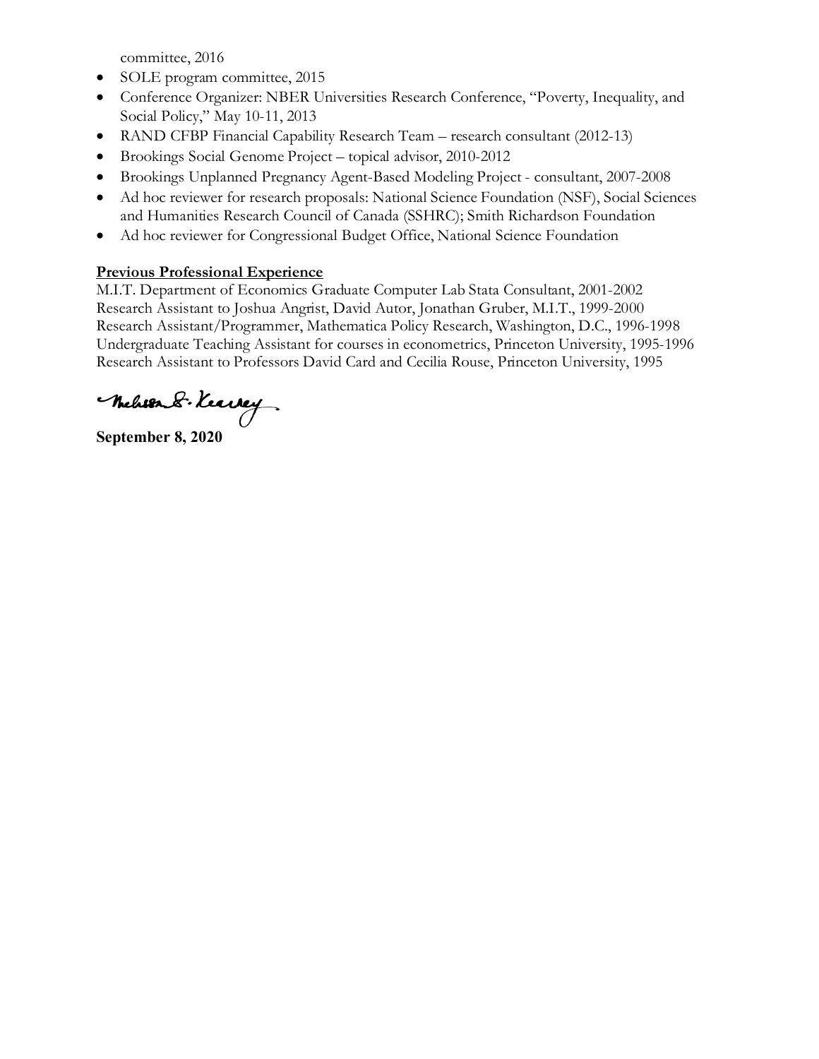committee, 2016

- SOLE program committee, 2015
- Conference Organizer: NBER Universities Research Conference, "Poverty, Inequality, and Social Policy," May 10-11, 2013
- RAND CFBP Financial Capability Research Team – research consultant (2012-13)
- Brookings Social Genome Project – topical advisor, 2010-2012
- Brookings Unplanned Pregnancy Agent-Based Modeling Project - consultant, 2007-2008
- Ad hoc reviewer for research proposals: National Science Foundation (NSF), Social Sciences and Humanities Research Council of Canada (SSHRC); Smith Richardson Foundation
- Ad hoc reviewer for Congressional Budget Office, National Science Foundation

**Previous Professional Experience**

M.I.T. Department of Economics Graduate Computer Lab Stata Consultant, 2001-2002
Research Assistant to Joshua Angrist, David Autor, Jonathan Gruber, M.I.T., 1999-2000
Research Assistant/Programmer, Mathematica Policy Research, Washington, D.C., 1996-1998
Undergraduate Teaching Assistant for courses in econometrics, Princeton University, 1995-1996
Research Assistant to Professors David Card and Cecilia Rouse, Princeton University, 1995

Melissa S. Kearney

**September 8, 2020**